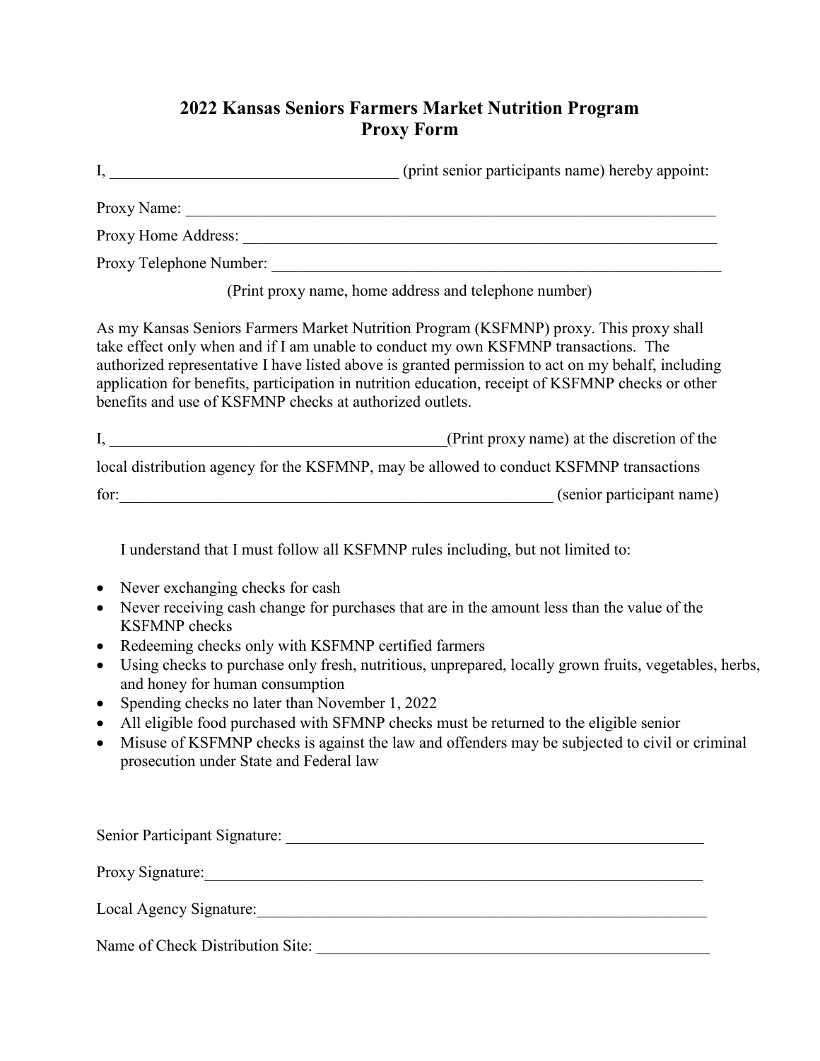# 2022 Kansas Seniors Farmers Market Nutrition Program
# Proxy Form

I, ____________________________________ (print senior participants name) hereby appoint:

Proxy Name: ______________________________________________________________________

Proxy Home Address: _______________________________________________________________

Proxy Telephone Number: ____________________________________________________________

(Print proxy name, home address and telephone number)

As my Kansas Seniors Farmers Market Nutrition Program (KSFMNP) proxy. This proxy shall take effect only when and if I am unable to conduct my own KSFMNP transactions. The authorized representative I have listed above is granted permission to act on my behalf, including application for benefits, participation in nutrition education, receipt of KSFMNP checks or other benefits and use of KSFMNP checks at authorized outlets.

I, ___________________________________________(Print proxy name) at the discretion of the local distribution agency for the KSFMNP, may be allowed to conduct KSFMNP transactions for:_________________________________________________________ (senior participant name)

I understand that I must follow all KSFMNP rules including, but not limited to:

- Never exchanging checks for cash
- Never receiving cash change for purchases that are in the amount less than the value of the KSFMNP checks
- Redeeming checks only with KSFMNP certified farmers
- Using checks to purchase only fresh, nutritious, unprepared, locally grown fruits, vegetables, herbs, and honey for human consumption
- Spending checks no later than November 1, 2022
- All eligible food purchased with SFMNP checks must be returned to the eligible senior
- Misuse of KSFMNP checks is against the law and offenders may be subjected to civil or criminal prosecution under State and Federal law

Senior Participant Signature: _______________________________________________________

Proxy Signature:__________________________________________________________________

Local Agency Signature:____________________________________________________________

Name of Check Distribution Site: ____________________________________________________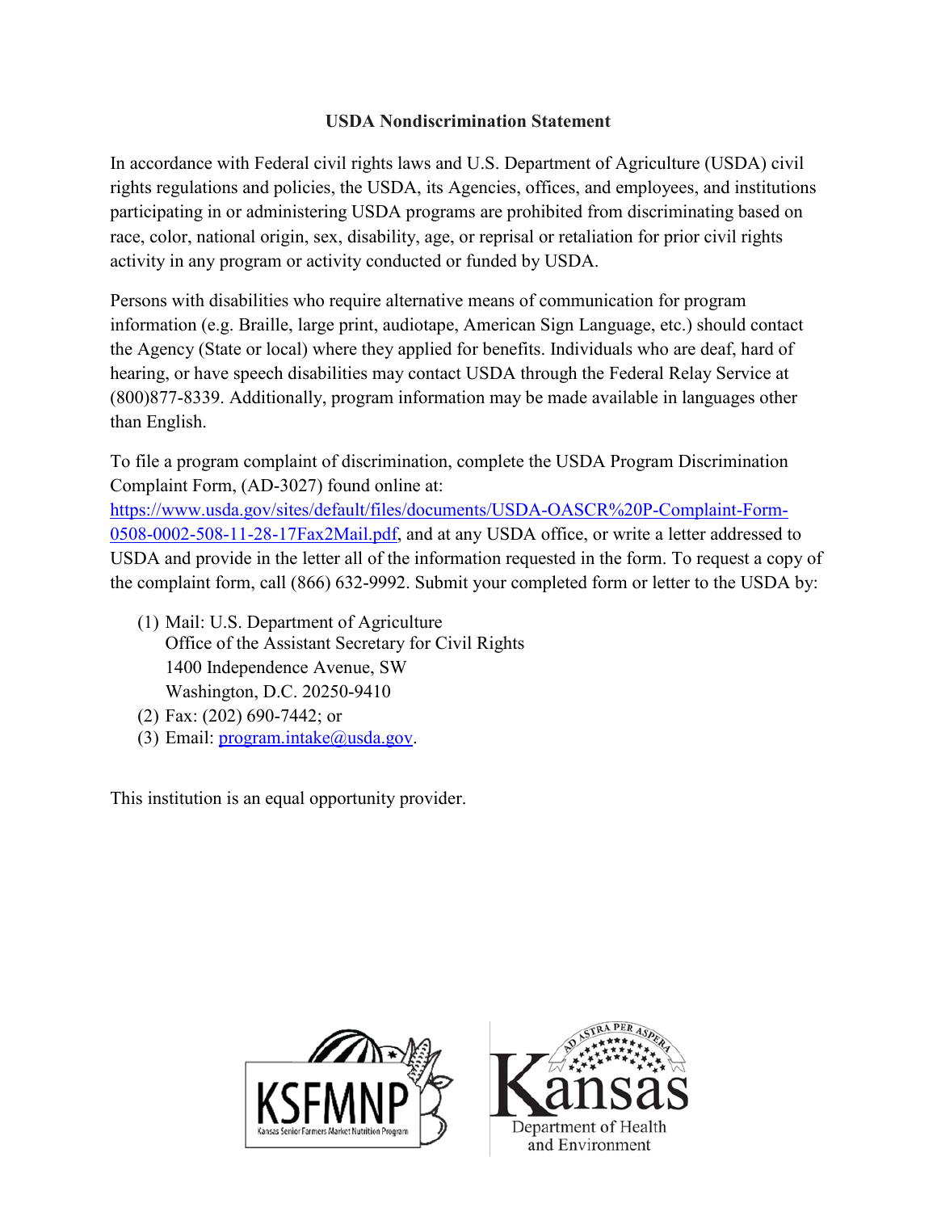**USDA Nondiscrimination Statement**

In accordance with Federal civil rights laws and U.S. Department of Agriculture (USDA) civil rights regulations and policies, the USDA, its Agencies, offices, and employees, and institutions participating in or administering USDA programs are prohibited from discriminating based on race, color, national origin, sex, disability, age, or reprisal or retaliation for prior civil rights activity in any program or activity conducted or funded by USDA.

Persons with disabilities who require alternative means of communication for program information (e.g. Braille, large print, audiotape, American Sign Language, etc.) should contact the Agency (State or local) where they applied for benefits. Individuals who are deaf, hard of hearing, or have speech disabilities may contact USDA through the Federal Relay Service at (800)877-8339. Additionally, program information may be made available in languages other than English.

To file a program complaint of discrimination, complete the USDA Program Discrimination Complaint Form, (AD-3027) found online at: https://www.usda.gov/sites/default/files/documents/USDA-OASCR%20P-Complaint-Form-0508-0002-508-11-28-17Fax2Mail.pdf, and at any USDA office, or write a letter addressed to USDA and provide in the letter all of the information requested in the form. To request a copy of the complaint form, call (866) 632-9992. Submit your completed form or letter to the USDA by:

(1) Mail: U.S. Department of Agriculture
Office of the Assistant Secretary for Civil Rights
1400 Independence Avenue, SW
Washington, D.C. 20250-9410
(2) Fax: (202) 690-7442; or
(3) Email: program.intake@usda.gov.

This institution is an equal opportunity provider.

KSFMNP
Kansas Senior Farmers Market Nutrition Program

Kansas
Department of Health and Environment